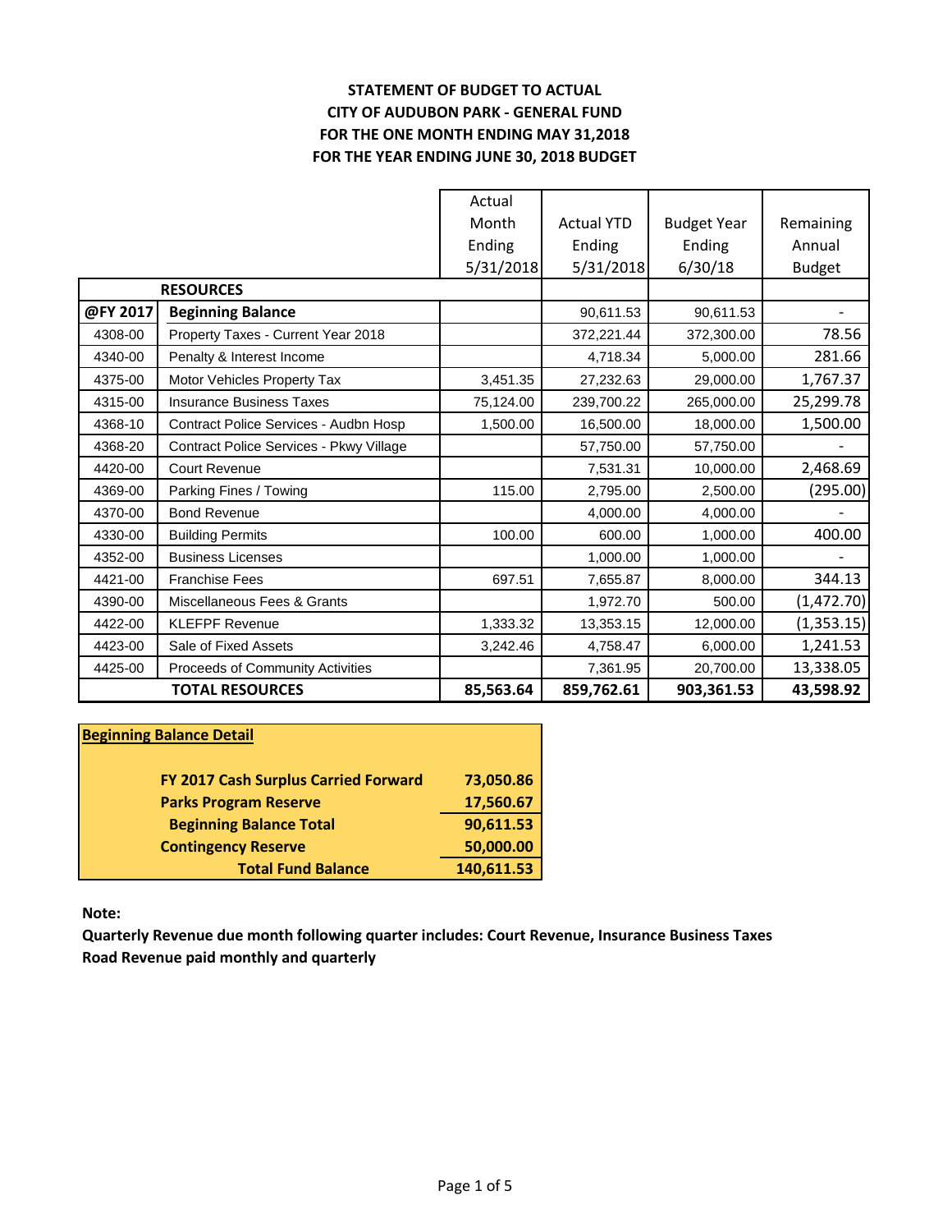**STATEMENT OF BUDGET TO ACTUAL**
**CITY OF AUDUBON PARK - GENERAL FUND**
**FOR THE ONE MONTH ENDING MAY 31,2018**
**FOR THE YEAR ENDING JUNE 30, 2018 BUDGET**

| | | Actual Month Ending 5/31/2018 | Actual YTD Ending 5/31/2018 | Budget Year Ending 6/30/18 | Remaining Annual Budget |
|---|---|---|---|---|---|
| | **RESOURCES** | | | | |
| **@FY 2017** | **Beginning Balance** | | 90,611.53 | 90,611.53 | - |
| 4308-00 | Property Taxes - Current Year 2018 | | 372,221.44 | 372,300.00 | 78.56 |
| 4340-00 | Penalty & Interest Income | | 4,718.34 | 5,000.00 | 281.66 |
| 4375-00 | Motor Vehicles Property Tax | 3,451.35 | 27,232.63 | 29,000.00 | 1,767.37 |
| 4315-00 | Insurance Business Taxes | 75,124.00 | 239,700.22 | 265,000.00 | 25,299.78 |
| 4368-10 | Contract Police Services - Audbn Hosp | 1,500.00 | 16,500.00 | 18,000.00 | 1,500.00 |
| 4368-20 | Contract Police Services - Pkwy Village | | 57,750.00 | 57,750.00 | - |
| 4420-00 | Court Revenue | | 7,531.31 | 10,000.00 | 2,468.69 |
| 4369-00 | Parking Fines / Towing | 115.00 | 2,795.00 | 2,500.00 | (295.00) |
| 4370-00 | Bond Revenue | | 4,000.00 | 4,000.00 | - |
| 4330-00 | Building Permits | 100.00 | 600.00 | 1,000.00 | 400.00 |
| 4352-00 | Business Licenses | | 1,000.00 | 1,000.00 | - |
| 4421-00 | Franchise Fees | 697.51 | 7,655.87 | 8,000.00 | 344.13 |
| 4390-00 | Miscellaneous Fees & Grants | | 1,972.70 | 500.00 | (1,472.70) |
| 4422-00 | KLEFPF Revenue | 1,333.32 | 13,353.15 | 12,000.00 | (1,353.15) |
| 4423-00 | Sale of Fixed Assets | 3,242.46 | 4,758.47 | 6,000.00 | 1,241.53 |
| 4425-00 | Proceeds of Community Activities | | 7,361.95 | 20,700.00 | 13,338.05 |
| | **TOTAL RESOURCES** | **85,563.64** | **859,762.61** | **903,361.53** | **43,598.92** |

| **Beginning Balance Detail** | |
|---|---|
| **FY 2017 Cash Surplus Carried Forward** | **73,050.86** |
| **Parks Program Reserve** | **17,560.67** |
| **Beginning Balance Total** | **90,611.53** |
| **Contingency Reserve** | **50,000.00** |
| **Total Fund Balance** | **140,611.53** |

**Note:**

**Quarterly Revenue due month following quarter includes: Court Revenue, Insurance Business Taxes**

**Road Revenue paid monthly and quarterly**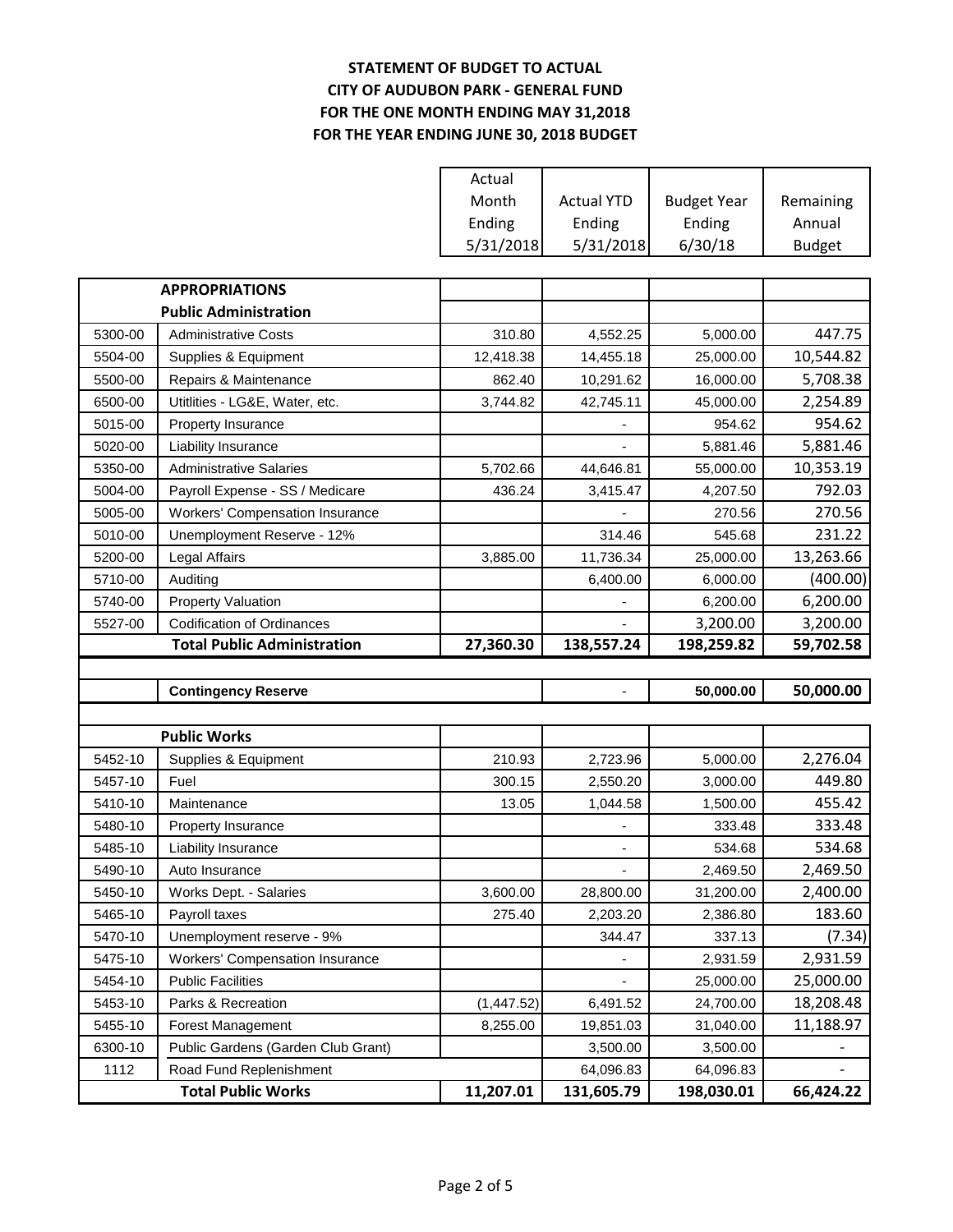**STATEMENT OF BUDGET TO ACTUAL**
**CITY OF AUDUBON PARK - GENERAL FUND**
**FOR THE ONE MONTH ENDING MAY 31,2018**
**FOR THE YEAR ENDING JUNE 30, 2018 BUDGET**

| | | Actual Month Ending 5/31/2018 | Actual YTD Ending 5/31/2018 | Budget Year Ending 6/30/18 | Remaining Annual Budget |
|---|---|---|---|---|---|
| | **APPROPRIATIONS** | | | | |
| | **Public Administration** | | | | |
| 5300-00 | Administrative Costs | 310.80 | 4,552.25 | 5,000.00 | 447.75 |
| 5504-00 | Supplies & Equipment | 12,418.38 | 14,455.18 | 25,000.00 | 10,544.82 |
| 5500-00 | Repairs & Maintenance | 862.40 | 10,291.62 | 16,000.00 | 5,708.38 |
| 6500-00 | Utitlities - LG&E, Water, etc. | 3,744.82 | 42,745.11 | 45,000.00 | 2,254.89 |
| 5015-00 | Property Insurance | | - | 954.62 | 954.62 |
| 5020-00 | Liability Insurance | | - | 5,881.46 | 5,881.46 |
| 5350-00 | Administrative Salaries | 5,702.66 | 44,646.81 | 55,000.00 | 10,353.19 |
| 5004-00 | Payroll Expense - SS / Medicare | 436.24 | 3,415.47 | 4,207.50 | 792.03 |
| 5005-00 | Workers' Compensation Insurance | | - | 270.56 | 270.56 |
| 5010-00 | Unemployment Reserve - 12% | | 314.46 | 545.68 | 231.22 |
| 5200-00 | Legal Affairs | 3,885.00 | 11,736.34 | 25,000.00 | 13,263.66 |
| 5710-00 | Auditing | | 6,400.00 | 6,000.00 | (400.00) |
| 5740-00 | Property Valuation | | - | 6,200.00 | 6,200.00 |
| 5527-00 | Codification of Ordinances | | - | 3,200.00 | 3,200.00 |
| | **Total Public Administration** | **27,360.30** | **138,557.24** | **198,259.82** | **59,702.58** |
| | | | | | |
| | **Contingency Reserve** | | - | **50,000.00** | **50,000.00** |
| | | | | | |
| | **Public Works** | | | | |
| 5452-10 | Supplies & Equipment | 210.93 | 2,723.96 | 5,000.00 | 2,276.04 |
| 5457-10 | Fuel | 300.15 | 2,550.20 | 3,000.00 | 449.80 |
| 5410-10 | Maintenance | 13.05 | 1,044.58 | 1,500.00 | 455.42 |
| 5480-10 | Property Insurance | | - | 333.48 | 333.48 |
| 5485-10 | Liability Insurance | | - | 534.68 | 534.68 |
| 5490-10 | Auto Insurance | | - | 2,469.50 | 2,469.50 |
| 5450-10 | Works Dept. - Salaries | 3,600.00 | 28,800.00 | 31,200.00 | 2,400.00 |
| 5465-10 | Payroll taxes | 275.40 | 2,203.20 | 2,386.80 | 183.60 |
| 5470-10 | Unemployment reserve - 9% | | 344.47 | 337.13 | (7.34) |
| 5475-10 | Workers' Compensation Insurance | | - | 2,931.59 | 2,931.59 |
| 5454-10 | Public Facilities | | - | 25,000.00 | 25,000.00 |
| 5453-10 | Parks & Recreation | (1,447.52) | 6,491.52 | 24,700.00 | 18,208.48 |
| 5455-10 | Forest Management | 8,255.00 | 19,851.03 | 31,040.00 | 11,188.97 |
| 6300-10 | Public Gardens (Garden Club Grant) | | 3,500.00 | 3,500.00 | - |
| 1112 | Road Fund Replenishment | | 64,096.83 | 64,096.83 | - |
| | **Total Public Works** | **11,207.01** | **131,605.79** | **198,030.01** | **66,424.22** |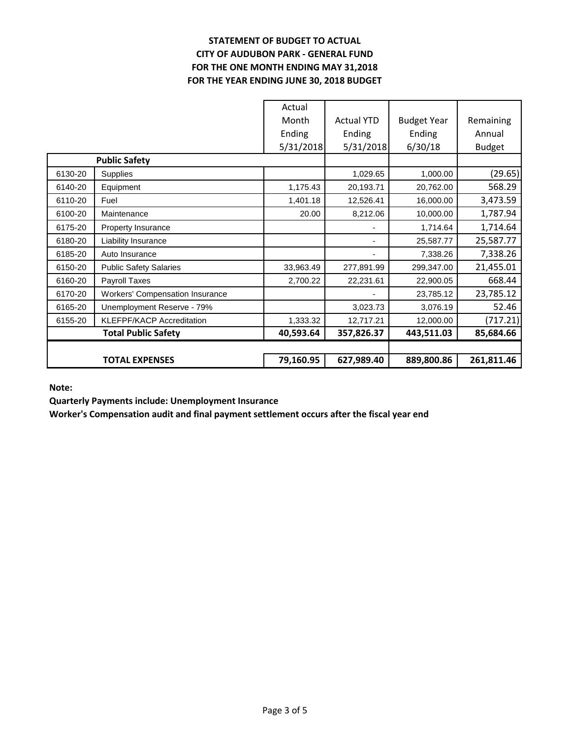**STATEMENT OF BUDGET TO ACTUAL**
**CITY OF AUDUBON PARK - GENERAL FUND**
**FOR THE ONE MONTH ENDING MAY 31,2018**
**FOR THE YEAR ENDING JUNE 30, 2018 BUDGET**

| | | Actual Month Ending 5/31/2018 | Actual YTD Ending 5/31/2018 | Budget Year Ending 6/30/18 | Remaining Annual Budget |
|---|---|---|---|---|---|
| | **Public Safety** | | | | |
| 6130-20 | Supplies | | 1,029.65 | 1,000.00 | (29.65) |
| 6140-20 | Equipment | 1,175.43 | 20,193.71 | 20,762.00 | 568.29 |
| 6110-20 | Fuel | 1,401.18 | 12,526.41 | 16,000.00 | 3,473.59 |
| 6100-20 | Maintenance | 20.00 | 8,212.06 | 10,000.00 | 1,787.94 |
| 6175-20 | Property Insurance | | - | 1,714.64 | 1,714.64 |
| 6180-20 | Liability Insurance | | - | 25,587.77 | 25,587.77 |
| 6185-20 | Auto Insurance | | - | 7,338.26 | 7,338.26 |
| 6150-20 | Public Safety Salaries | 33,963.49 | 277,891.99 | 299,347.00 | 21,455.01 |
| 6160-20 | Payroll Taxes | 2,700.22 | 22,231.61 | 22,900.05 | 668.44 |
| 6170-20 | Workers' Compensation Insurance | | - | 23,785.12 | 23,785.12 |
| 6165-20 | Unemployment Reserve - 79% | | 3,023.73 | 3,076.19 | 52.46 |
| 6155-20 | KLEFPF/KACP Accreditation | 1,333.32 | 12,717.21 | 12,000.00 | (717.21) |
| | **Total Public Safety** | **40,593.64** | **357,826.37** | **443,511.03** | **85,684.66** |
| | | | | | |
| | **TOTAL EXPENSES** | **79,160.95** | **627,989.40** | **889,800.86** | **261,811.46** |

**Note:**

**Quarterly Payments include: Unemployment Insurance**

**Worker's Compensation audit and final payment settlement occurs after the fiscal year end**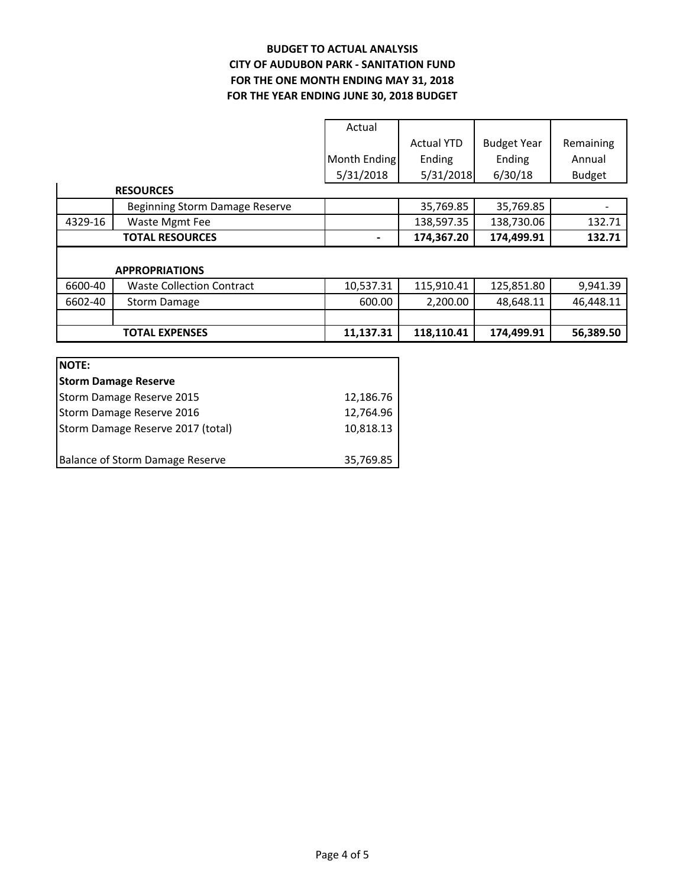**BUDGET TO ACTUAL ANALYSIS**
**CITY OF AUDUBON PARK - SANITATION FUND**
**FOR THE ONE MONTH ENDING MAY 31, 2018**
**FOR THE YEAR ENDING JUNE 30, 2018 BUDGET**

| | | Actual Month Ending 5/31/2018 | Actual YTD Ending 5/31/2018 | Budget Year Ending 6/30/18 | Remaining Annual Budget |
|---|---|---|---|---|---|
| | **RESOURCES** | | | | |
| | Beginning Storm Damage Reserve | | 35,769.85 | 35,769.85 | - |
| 4329-16 | Waste Mgmt Fee | | 138,597.35 | 138,730.06 | 132.71 |
| | **TOTAL RESOURCES** | **-** | **174,367.20** | **174,499.91** | **132.71** |
| | | | | | |
| | **APPROPRIATIONS** | | | | |
| 6600-40 | Waste Collection Contract | 10,537.31 | 115,910.41 | 125,851.80 | 9,941.39 |
| 6602-40 | Storm Damage | 600.00 | 2,200.00 | 48,648.11 | 46,448.11 |
| | | | | | |
| | **TOTAL EXPENSES** | **11,137.31** | **118,110.41** | **174,499.91** | **56,389.50** |

| **NOTE:** | |
|---|---|
| **Storm Damage Reserve** | |
| Storm Damage Reserve 2015 | 12,186.76 |
| Storm Damage Reserve 2016 | 12,764.96 |
| Storm Damage Reserve 2017 (total) | 10,818.13 |
| | |
| Balance of Storm Damage Reserve | 35,769.85 |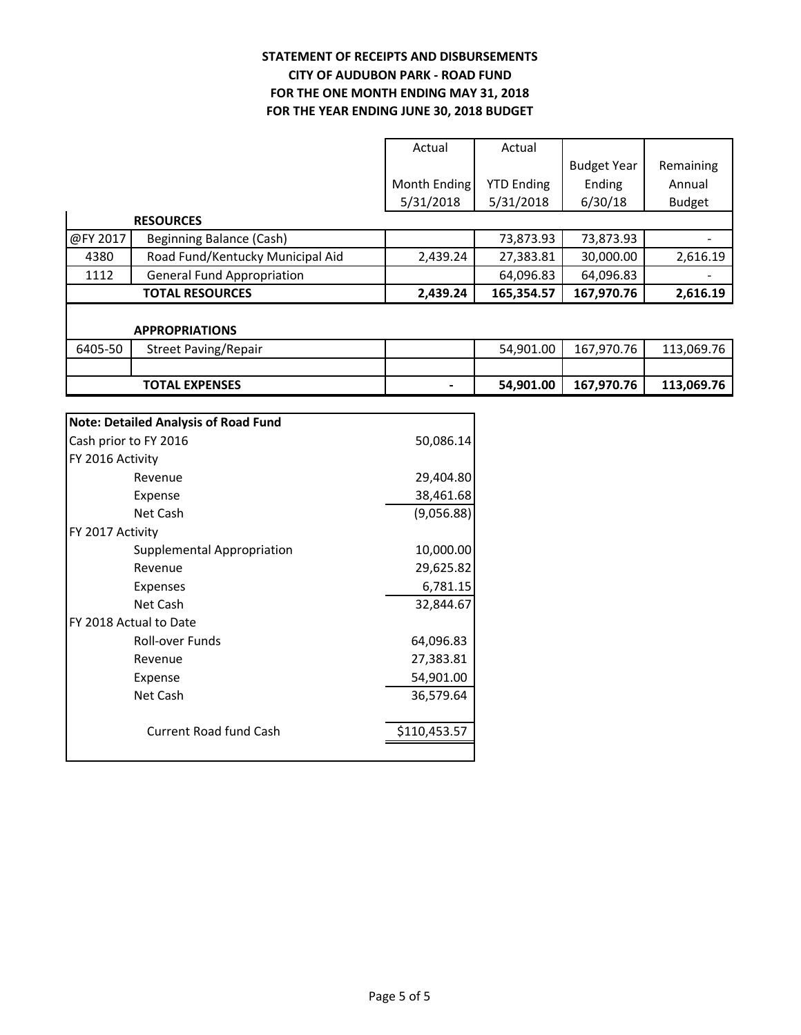**STATEMENT OF RECEIPTS AND DISBURSEMENTS**
**CITY OF AUDUBON PARK - ROAD FUND**
**FOR THE ONE MONTH ENDING MAY 31, 2018**
**FOR THE YEAR ENDING JUNE 30, 2018 BUDGET**

| | | Actual Month Ending 5/31/2018 | Actual YTD Ending 5/31/2018 | Budget Year Ending 6/30/18 | Remaining Annual Budget |
|---|---|---|---|---|---|
| | **RESOURCES** | | | | |
| @FY 2017 | Beginning Balance (Cash) | | 73,873.93 | 73,873.93 | - |
| 4380 | Road Fund/Kentucky Municipal Aid | 2,439.24 | 27,383.81 | 30,000.00 | 2,616.19 |
| 1112 | General Fund Appropriation | | 64,096.83 | 64,096.83 | - |
| | **TOTAL RESOURCES** | **2,439.24** | **165,354.57** | **167,970.76** | **2,616.19** |
| | **APPROPRIATIONS** | | | | |
| 6405-50 | Street Paving/Repair | | 54,901.00 | 167,970.76 | 113,069.76 |
| | | | | | |
| | **TOTAL EXPENSES** | **-** | **54,901.00** | **167,970.76** | **113,069.76** |

| **Note: Detailed Analysis of Road Fund** | |
|---|---|
| Cash prior to FY 2016 | 50,086.14 |
| FY 2016 Activity | |
| Revenue | 29,404.80 |
| Expense | 38,461.68 |
| Net Cash | (9,056.88) |
| FY 2017 Activity | |
| Supplemental Appropriation | 10,000.00 |
| Revenue | 29,625.82 |
| Expenses | 6,781.15 |
| Net Cash | 32,844.67 |
| FY 2018 Actual to Date | |
| Roll-over Funds | 64,096.83 |
| Revenue | 27,383.81 |
| Expense | 54,901.00 |
| Net Cash | 36,579.64 |
| Current Road fund Cash | $110,453.57 |